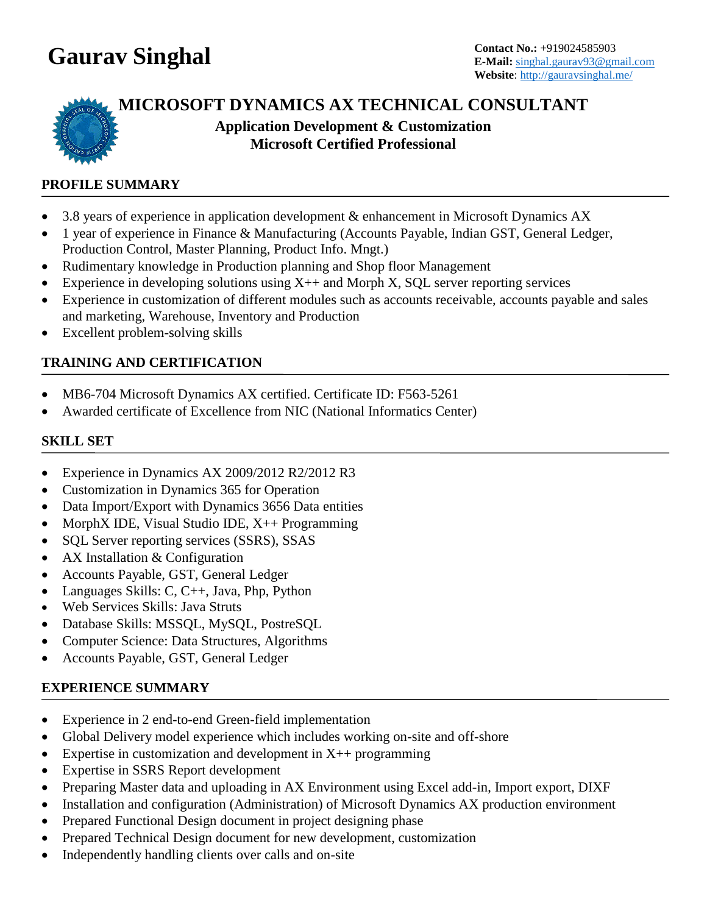# Gaurav Singhal

**Contact No.:** +919024585903
**E-Mail:** singhal.gaurav93@gmail.com
**Website**: http://gauravsinghal.me/

## MICROSOFT DYNAMICS AX TECHNICAL CONSULTANT

**Application Development & Customization**
**Microsoft Certified Professional**

### PROFILE SUMMARY

- 3.8 years of experience in application development & enhancement in Microsoft Dynamics AX
- 1 year of experience in Finance & Manufacturing (Accounts Payable, Indian GST, General Ledger, Production Control, Master Planning, Product Info. Mngt.)
- Rudimentary knowledge in Production planning and Shop floor Management
- Experience in developing solutions using X++ and Morph X, SQL server reporting services
- Experience in customization of different modules such as accounts receivable, accounts payable and sales and marketing, Warehouse, Inventory and Production
- Excellent problem-solving skills

### TRAINING AND CERTIFICATION

- MB6-704 Microsoft Dynamics AX certified. Certificate ID: F563-5261
- Awarded certificate of Excellence from NIC (National Informatics Center)

### SKILL SET

- Experience in Dynamics AX 2009/2012 R2/2012 R3
- Customization in Dynamics 365 for Operation
- Data Import/Export with Dynamics 3656 Data entities
- MorphX IDE, Visual Studio IDE, X++ Programming
- SQL Server reporting services (SSRS), SSAS
- AX Installation & Configuration
- Accounts Payable, GST, General Ledger
- Languages Skills: C, C++, Java, Php, Python
- Web Services Skills: Java Struts
- Database Skills: MSSQL, MySQL, PostreSQL
- Computer Science: Data Structures, Algorithms
- Accounts Payable, GST, General Ledger

### EXPERIENCE SUMMARY

- Experience in 2 end-to-end Green-field implementation
- Global Delivery model experience which includes working on-site and off-shore
- Expertise in customization and development in X++ programming
- Expertise in SSRS Report development
- Preparing Master data and uploading in AX Environment using Excel add-in, Import export, DIXF
- Installation and configuration (Administration) of Microsoft Dynamics AX production environment
- Prepared Functional Design document in project designing phase
- Prepared Technical Design document for new development, customization
- Independently handling clients over calls and on-site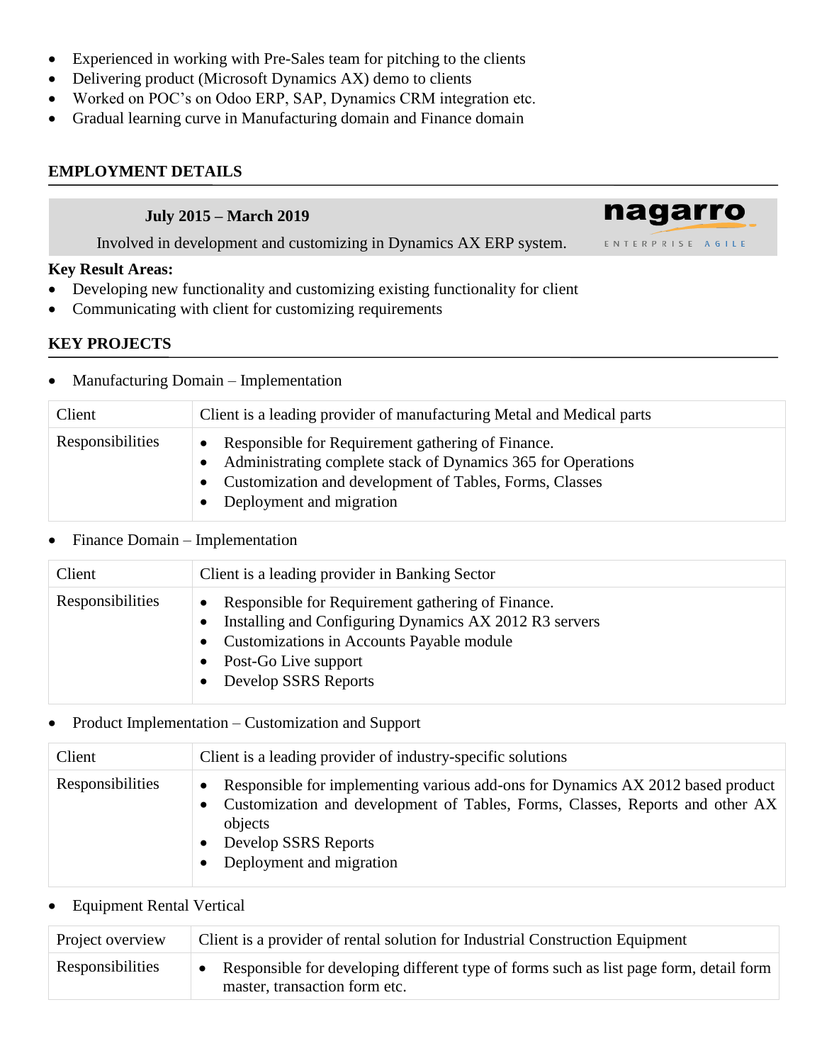- Experienced in working with Pre-Sales team for pitching to the clients
- Delivering product (Microsoft Dynamics AX) demo to clients
- Worked on POC's on Odoo ERP, SAP, Dynamics CRM integration etc.
- Gradual learning curve in Manufacturing domain and Finance domain

## EMPLOYMENT DETAILS

**July 2015 – March 2019**

Involved in development and customizing in Dynamics AX ERP system.

nagarro ENTERPRISE AGILE

**Key Result Areas:**

- Developing new functionality and customizing existing functionality for client
- Communicating with client for customizing requirements

## KEY PROJECTS

- Manufacturing Domain – Implementation

| Client | Client is a leading provider of manufacturing Metal and Medical parts |
|---|---|
| Responsibilities | • Responsible for Requirement gathering of Finance.<br>• Administrating complete stack of Dynamics 365 for Operations<br>• Customization and development of Tables, Forms, Classes<br>• Deployment and migration |

- Finance Domain – Implementation

| Client | Client is a leading provider in Banking Sector |
|---|---|
| Responsibilities | • Responsible for Requirement gathering of Finance.<br>• Installing and Configuring Dynamics AX 2012 R3 servers<br>• Customizations in Accounts Payable module<br>• Post-Go Live support<br>• Develop SSRS Reports |

- Product Implementation – Customization and Support

| Client | Client is a leading provider of industry-specific solutions |
|---|---|
| Responsibilities | • Responsible for implementing various add-ons for Dynamics AX 2012 based product<br>• Customization and development of Tables, Forms, Classes, Reports and other AX objects<br>• Develop SSRS Reports<br>• Deployment and migration |

- Equipment Rental Vertical

| Project overview | Client is a provider of rental solution for Industrial Construction Equipment |
|---|---|
| Responsibilities | • Responsible for developing different type of forms such as list page form, detail form master, transaction form etc. |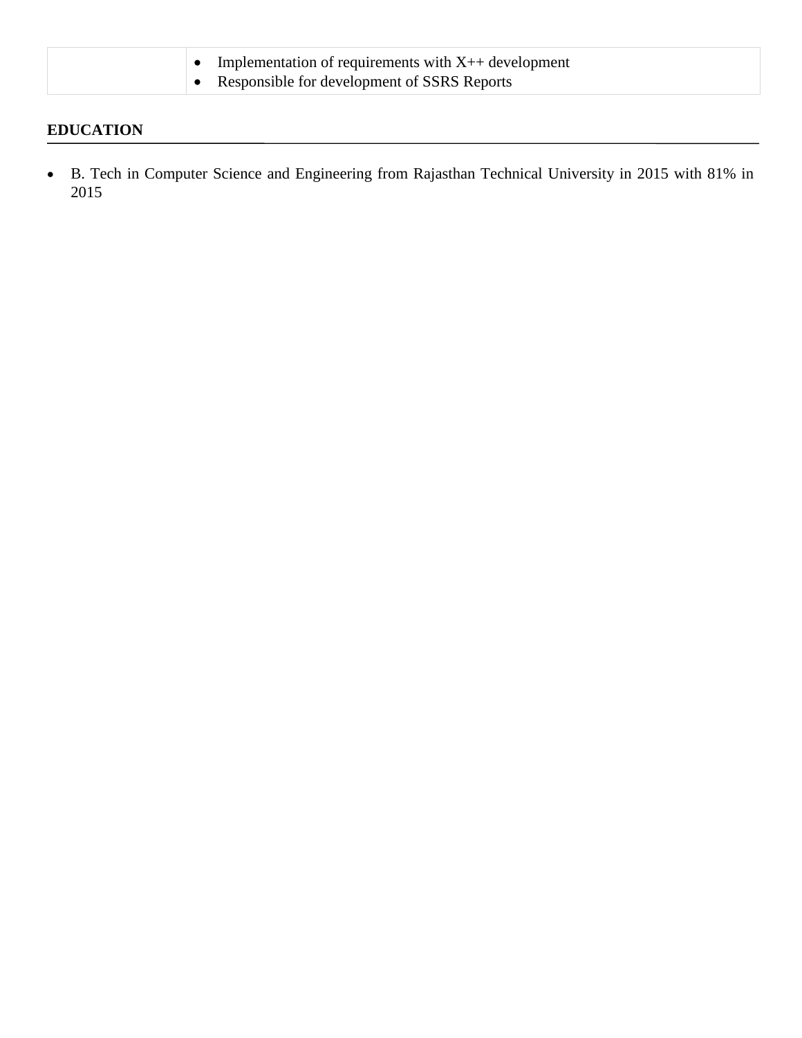| | |
|---|---|
| | • Implementation of requirements with X++ development<br>• Responsible for development of SSRS Reports |

## EDUCATION

- B. Tech in Computer Science and Engineering from Rajasthan Technical University in 2015 with 81% in 2015